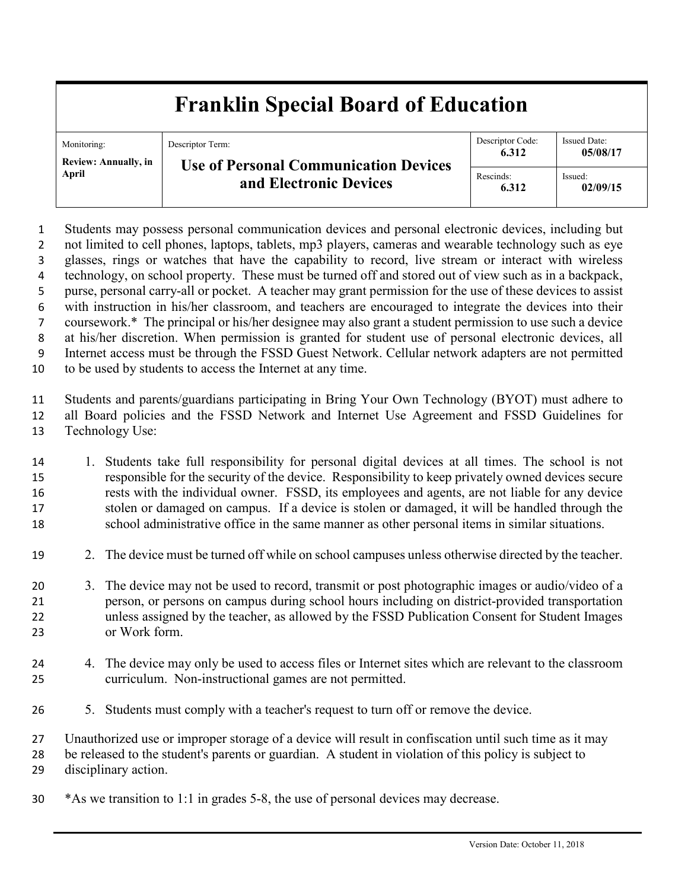# Franklin Special Board of Education

| Monitoring: | Descriptor Term: | Descriptor Code: | Issued Date: |
|---|---|---|---|
| **Review: Annually, in April** | **Use of Personal Communication Devices and Electronic Devices** | **6.312** | **05/08/17** |
| | | Rescinds: **6.312** | Issued: **02/09/15** |

Students may possess personal communication devices and personal electronic devices, including but not limited to cell phones, laptops, tablets, mp3 players, cameras and wearable technology such as eye glasses, rings or watches that have the capability to record, live stream or interact with wireless technology, on school property. These must be turned off and stored out of view such as in a backpack, purse, personal carry-all or pocket. A teacher may grant permission for the use of these devices to assist with instruction in his/her classroom, and teachers are encouraged to integrate the devices into their coursework.* The principal or his/her designee may also grant a student permission to use such a device at his/her discretion. When permission is granted for student use of personal electronic devices, all Internet access must be through the FSSD Guest Network. Cellular network adapters are not permitted to be used by students to access the Internet at any time.

Students and parents/guardians participating in Bring Your Own Technology (BYOT) must adhere to all Board policies and the FSSD Network and Internet Use Agreement and FSSD Guidelines for Technology Use:

1. Students take full responsibility for personal digital devices at all times. The school is not responsible for the security of the device. Responsibility to keep privately owned devices secure rests with the individual owner. FSSD, its employees and agents, are not liable for any device stolen or damaged on campus. If a device is stolen or damaged, it will be handled through the school administrative office in the same manner as other personal items in similar situations.
2. The device must be turned off while on school campuses unless otherwise directed by the teacher.
3. The device may not be used to record, transmit or post photographic images or audio/video of a person, or persons on campus during school hours including on district-provided transportation unless assigned by the teacher, as allowed by the FSSD Publication Consent for Student Images or Work form.
4. The device may only be used to access files or Internet sites which are relevant to the classroom curriculum. Non-instructional games are not permitted.
5. Students must comply with a teacher's request to turn off or remove the device.

Unauthorized use or improper storage of a device will result in confiscation until such time as it may be released to the student's parents or guardian. A student in violation of this policy is subject to disciplinary action.

*As we transition to 1:1 in grades 5-8, the use of personal devices may decrease.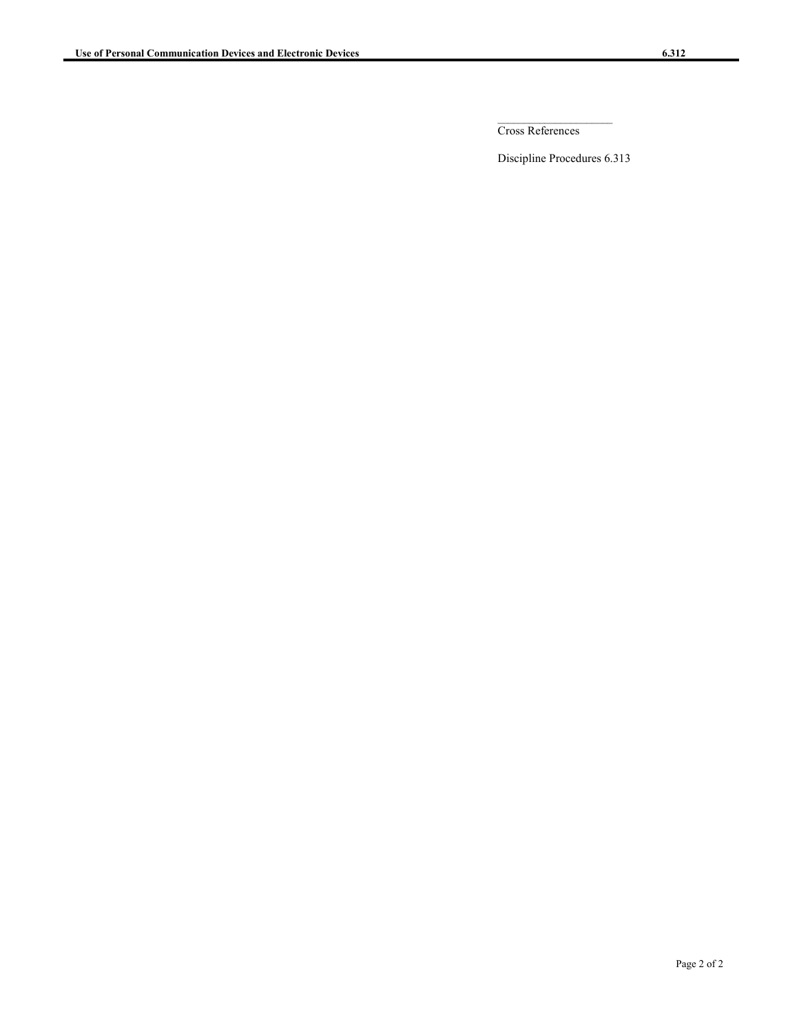Cross References

Discipline Procedures 6.313